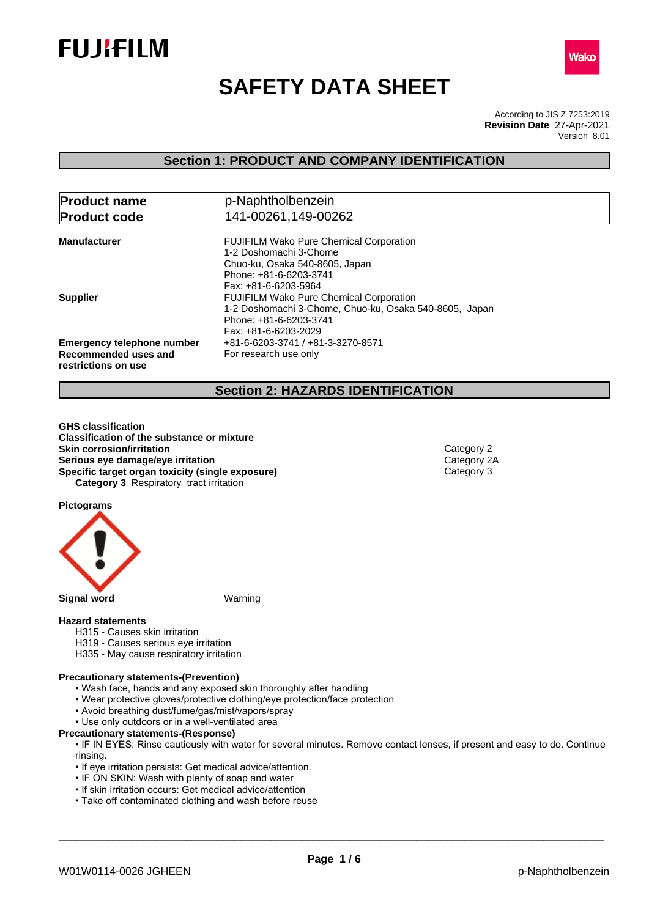FUJIFILM

Wako

# SAFETY DATA SHEET

According to JIS Z 7253:2019
**Revision Date** 27-Apr-2021
Version 8.01

## Section 1: PRODUCT AND COMPANY IDENTIFICATION

| **Product name** | p-Naphtholbenzein |
|---|---|
| **Product code** | 141-00261,149-00262 |

**Manufacturer**
FUJIFILM Wako Pure Chemical Corporation
1-2 Doshomachi 3-Chome
Chuo-ku, Osaka 540-8605, Japan
Phone: +81-6-6203-3741
Fax: +81-6-6203-5964

**Supplier**
FUJIFILM Wako Pure Chemical Corporation
1-2 Doshomachi 3-Chome, Chuo-ku, Osaka 540-8605, Japan
Phone: +81-6-6203-3741
Fax: +81-6-6203-2029

**Emergency telephone number** +81-6-6203-3741 / +81-3-3270-8571

**Recommended uses and restrictions on use** For research use only

## Section 2: HAZARDS IDENTIFICATION

**GHS classification**

**Classification of the substance or mixture**

| | |
|---|---|
| **Skin corrosion/irritation** | Category 2 |
| **Serious eye damage/eye irritation** | Category 2A |
| **Specific target organ toxicity (single exposure)** | Category 3 |

**Category 3** Respiratory tract irritation

**Pictograms**

**Signal word** Warning

**Hazard statements**

H315 - Causes skin irritation
H319 - Causes serious eye irritation
H335 - May cause respiratory irritation

**Precautionary statements-(Prevention)**

- Wash face, hands and any exposed skin thoroughly after handling
- Wear protective gloves/protective clothing/eye protection/face protection
- Avoid breathing dust/fume/gas/mist/vapors/spray
- Use only outdoors or in a well-ventilated area

**Precautionary statements-(Response)**

- IF IN EYES: Rinse cautiously with water for several minutes. Remove contact lenses, if present and easy to do. Continue rinsing.
- If eye irritation persists: Get medical advice/attention.
- IF ON SKIN: Wash with plenty of soap and water
- If skin irritation occurs: Get medical advice/attention
- Take off contaminated clothing and wash before reuse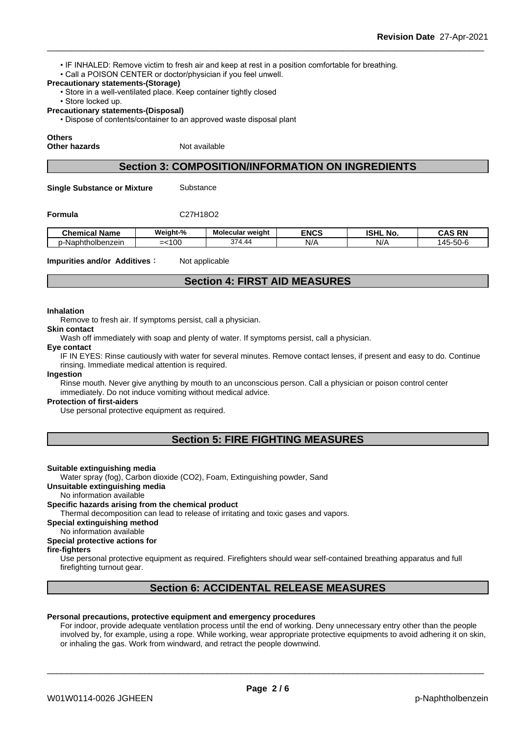• IF INHALED: Remove victim to fresh air and keep at rest in a position comfortable for breathing.
• Call a POISON CENTER or doctor/physician if you feel unwell.

**Precautionary statements-(Storage)**

• Store in a well-ventilated place. Keep container tightly closed
• Store locked up.

**Precautionary statements-(Disposal)**

• Dispose of contents/container to an approved waste disposal plant

**Others**

**Other hazards** Not available

## Section 3: COMPOSITION/INFORMATION ON INGREDIENTS

**Single Substance or Mixture** Substance

**Formula** C27H18O2

| Chemical Name | Weight-% | Molecular weight | ENCS | ISHL No. | CAS RN |
|---|---|---|---|---|---|
| p-Naphtholbenzein | =<100 | 374.44 | N/A | N/A | 145-50-6 |

**Impurities and/or Additives**： Not applicable

## Section 4: FIRST AID MEASURES

**Inhalation**

Remove to fresh air. If symptoms persist, call a physician.

**Skin contact**

Wash off immediately with soap and plenty of water. If symptoms persist, call a physician.

**Eye contact**

IF IN EYES: Rinse cautiously with water for several minutes. Remove contact lenses, if present and easy to do. Continue rinsing. Immediate medical attention is required.

**Ingestion**

Rinse mouth. Never give anything by mouth to an unconscious person. Call a physician or poison control center immediately. Do not induce vomiting without medical advice.

**Protection of first-aiders**

Use personal protective equipment as required.

## Section 5: FIRE FIGHTING MEASURES

**Suitable extinguishing media**

Water spray (fog), Carbon dioxide (CO2), Foam, Extinguishing powder, Sand

**Unsuitable extinguishing media**

No information available

**Specific hazards arising from the chemical product**

Thermal decomposition can lead to release of irritating and toxic gases and vapors.

**Special extinguishing method**

No information available

**Special protective actions for fire-fighters**

Use personal protective equipment as required. Firefighters should wear self-contained breathing apparatus and full firefighting turnout gear.

## Section 6: ACCIDENTAL RELEASE MEASURES

**Personal precautions, protective equipment and emergency procedures**

For indoor, provide adequate ventilation process until the end of working. Deny unnecessary entry other than the people involved by, for example, using a rope. While working, wear appropriate protective equipments to avoid adhering it on skin, or inhaling the gas. Work from windward, and retract the people downwind.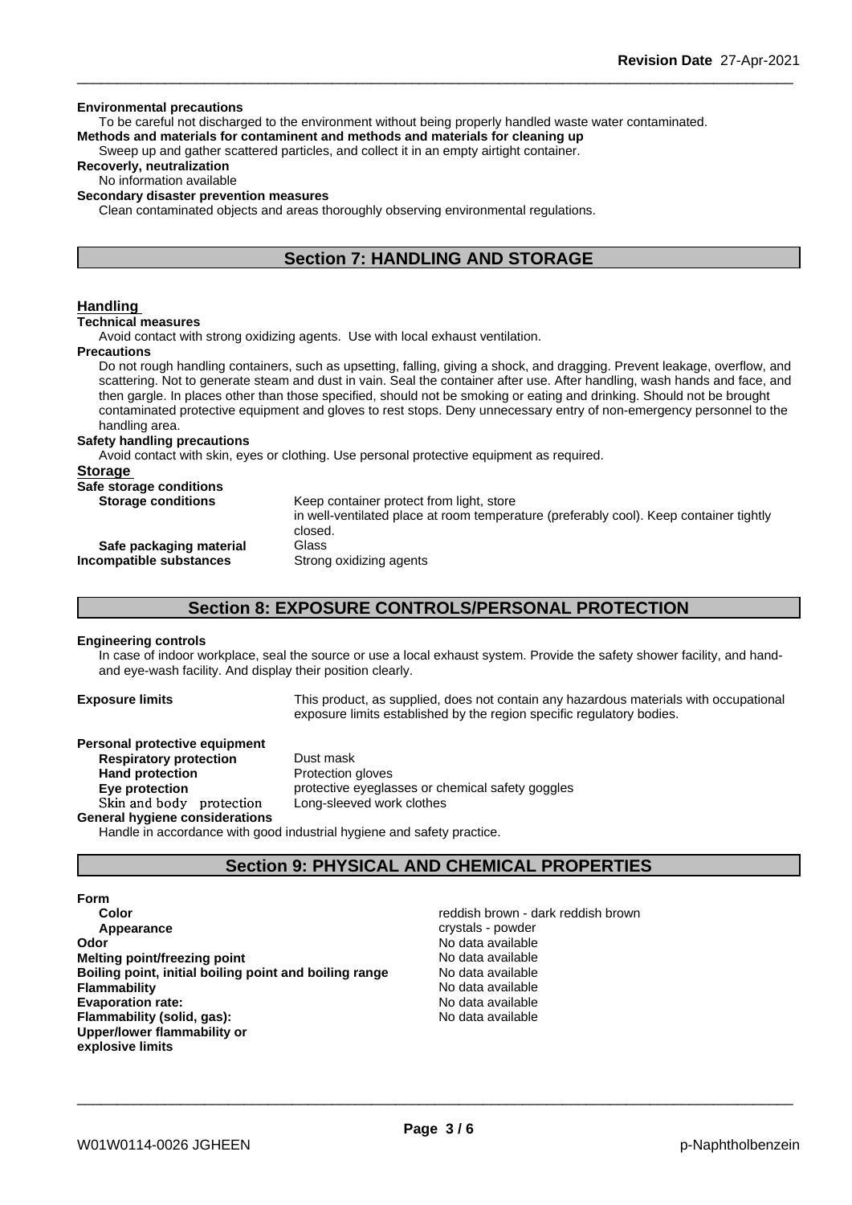**Environmental precautions**

To be careful not discharged to the environment without being properly handled waste water contaminated.

**Methods and materials for contaminent and methods and materials for cleaning up**

Sweep up and gather scattered particles, and collect it in an empty airtight container.

**Recoverly, neutralization**

No information available

**Secondary disaster prevention measures**

Clean contaminated objects and areas thoroughly observing environmental regulations.

## Section 7: HANDLING AND STORAGE

### Handling

**Technical measures**

Avoid contact with strong oxidizing agents. Use with local exhaust ventilation.

**Precautions**

Do not rough handling containers, such as upsetting, falling, giving a shock, and dragging. Prevent leakage, overflow, and scattering. Not to generate steam and dust in vain. Seal the container after use. After handling, wash hands and face, and then gargle. In places other than those specified, should not be smoking or eating and drinking. Should not be brought contaminated protective equipment and gloves to rest stops. Deny unnecessary entry of non-emergency personnel to the handling area.

**Safety handling precautions**

Avoid contact with skin, eyes or clothing. Use personal protective equipment as required.

### Storage

**Safe storage conditions**

**Storage conditions** Keep container protect from light, store in well-ventilated place at room temperature (preferably cool). Keep container tightly closed.

**Safe packaging material** Glass

**Incompatible substances** Strong oxidizing agents

## Section 8: EXPOSURE CONTROLS/PERSONAL PROTECTION

**Engineering controls**

In case of indoor workplace, seal the source or use a local exhaust system. Provide the safety shower facility, and hand- and eye-wash facility. And display their position clearly.

**Exposure limits** This product, as supplied, does not contain any hazardous materials with occupational exposure limits established by the region specific regulatory bodies.

**Personal protective equipment**

**Respiratory protection** Dust mask

**Hand protection** Protection gloves

**Eye protection** protective eyeglasses or chemical safety goggles

**Skin and body protection** Long-sleeved work clothes

**General hygiene considerations**

Handle in accordance with good industrial hygiene and safety practice.

## Section 9: PHYSICAL AND CHEMICAL PROPERTIES

**Form**

| | |
|---|---|
| **Color** | reddish brown - dark reddish brown |
| **Appearance** | crystals - powder |
| **Odor** | No data available |
| **Melting point/freezing point** | No data available |
| **Boiling point, initial boiling point and boiling range** | No data available |
| **Flammability** | No data available |
| **Evaporation rate:** | No data available |
| **Flammability (solid, gas):** | No data available |
| **Upper/lower flammability or explosive limits** | |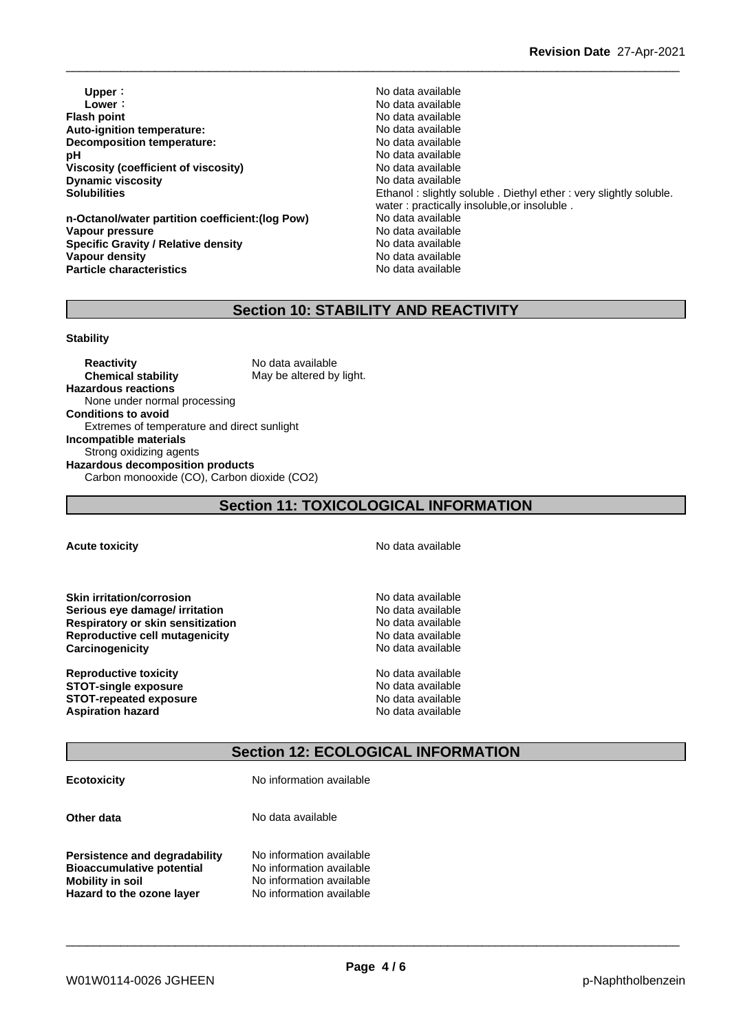| | |
|---|---|
| **Upper：** | No data available |
| **Lower：** | No data available |
| **Flash point** | No data available |
| **Auto-ignition temperature:** | No data available |
| **Decomposition temperature:** | No data available |
| **pH** | No data available |
| **Viscosity (coefficient of viscosity)** | No data available |
| **Dynamic viscosity** | No data available |
| **Solubilities** | Ethanol : slightly soluble . Diethyl ether : very slightly soluble. water : practically insoluble,or insoluble . |
| **n-Octanol/water partition coefficient:(log Pow)** | No data available |
| **Vapour pressure** | No data available |
| **Specific Gravity / Relative density** | No data available |
| **Vapour density** | No data available |
| **Particle characteristics** | No data available |

## Section 10: STABILITY AND REACTIVITY

**Stability**

**Reactivity** No data available
**Chemical stability** May be altered by light.

**Hazardous reactions**
None under normal processing

**Conditions to avoid**
Extremes of temperature and direct sunlight

**Incompatible materials**
Strong oxidizing agents

**Hazardous decomposition products**
Carbon monooxide (CO), Carbon dioxide ($CO_2$)

## Section 11: TOXICOLOGICAL INFORMATION

| | |
|---|---|
| **Acute toxicity** | No data available |
| **Skin irritation/corrosion** | No data available |
| **Serious eye damage/ irritation** | No data available |
| **Respiratory or skin sensitization** | No data available |
| **Reproductive cell mutagenicity** | No data available |
| **Carcinogenicity** | No data available |
| **Reproductive toxicity** | No data available |
| **STOT-single exposure** | No data available |
| **STOT-repeated exposure** | No data available |
| **Aspiration hazard** | No data available |

## Section 12: ECOLOGICAL INFORMATION

| | |
|---|---|
| **Ecotoxicity** | No information available |
| **Other data** | No data available |
| **Persistence and degradability** | No information available |
| **Bioaccumulative potential** | No information available |
| **Mobility in soil** | No information available |
| **Hazard to the ozone layer** | No information available |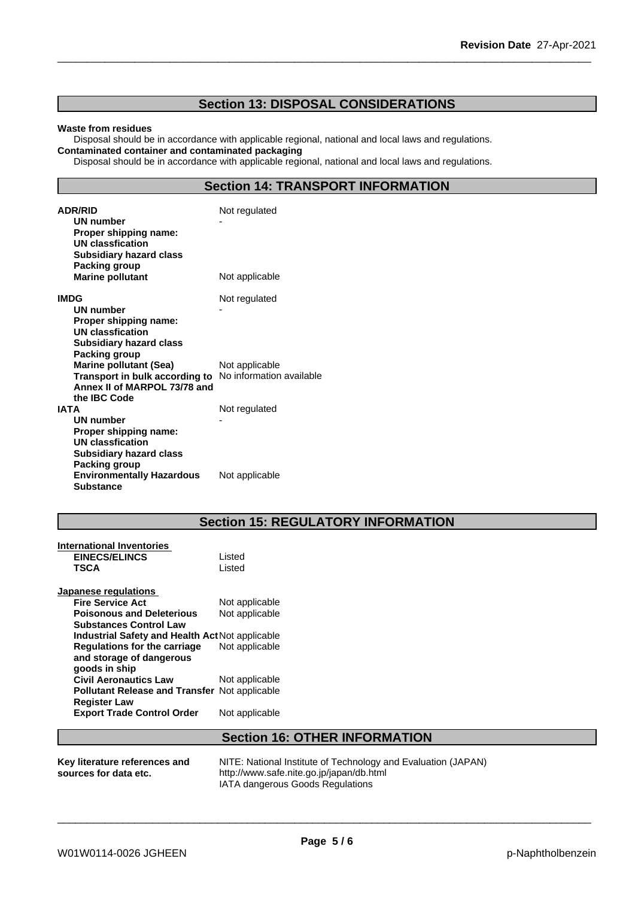## Section 13: DISPOSAL CONSIDERATIONS

**Waste from residues**

Disposal should be in accordance with applicable regional, national and local laws and regulations.

**Contaminated container and contaminated packaging**

Disposal should be in accordance with applicable regional, national and local laws and regulations.

## Section 14: TRANSPORT INFORMATION

| | |
|---|---|
| **ADR/RID** | Not regulated |
| **UN number** | - |
| **Proper shipping name:** | |
| **UN classfication** | |
| **Subsidiary hazard class** | |
| **Packing group** | |
| **Marine pollutant** | Not applicable |
| **IMDG** | Not regulated |
| **UN number** | - |
| **Proper shipping name:** | |
| **UN classfication** | |
| **Subsidiary hazard class** | |
| **Packing group** | |
| **Marine pollutant (Sea)** | Not applicable |
| **Transport in bulk according to Annex II of MARPOL 73/78 and the IBC Code** | No information available |
| **IATA** | Not regulated |
| **UN number** | - |
| **Proper shipping name:** | |
| **UN classfication** | |
| **Subsidiary hazard class** | |
| **Packing group** | |
| **Environmentally Hazardous Substance** | Not applicable |

## Section 15: REGULATORY INFORMATION

**International Inventories**

| | |
|---|---|
| **EINECS/ELINCS** | Listed |
| **TSCA** | Listed |

**Japanese regulations**

| | |
|---|---|
| **Fire Service Act** | Not applicable |
| **Poisonous and Deleterious Substances Control Law** | Not applicable |
| **Industrial Safety and Health Act** | Not applicable |
| **Regulations for the carriage and storage of dangerous goods in ship** | Not applicable |
| **Civil Aeronautics Law** | Not applicable |
| **Pollutant Release and Transfer Register Law** | Not applicable |
| **Export Trade Control Order** | Not applicable |

## Section 16: OTHER INFORMATION

**Key literature references and sources for data etc.**

NITE: National Institute of Technology and Evaluation (JAPAN)
http://www.safe.nite.go.jp/japan/db.html
IATA dangerous Goods Regulations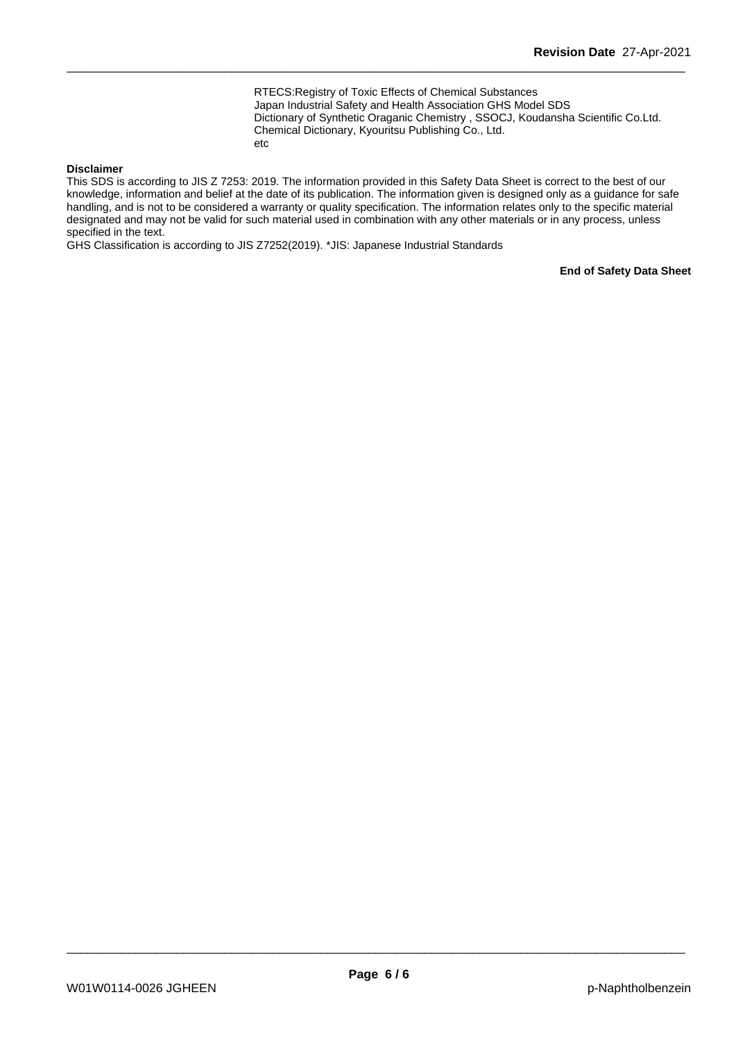RTECS:Registry of Toxic Effects of Chemical Substances
Japan Industrial Safety and Health Association GHS Model SDS
Dictionary of Synthetic Oraganic Chemistry , SSOCJ, Koudansha Scientific Co.Ltd.
Chemical Dictionary, Kyouritsu Publishing Co., Ltd.
etc

**Disclaimer**

This SDS is according to JIS Z 7253: 2019. The information provided in this Safety Data Sheet is correct to the best of our knowledge, information and belief at the date of its publication. The information given is designed only as a guidance for safe handling, and is not to be considered a warranty or quality specification. The information relates only to the specific material designated and may not be valid for such material used in combination with any other materials or in any process, unless specified in the text.

GHS Classification is according to JIS Z7252(2019). *JIS: Japanese Industrial Standards

**End of Safety Data Sheet**